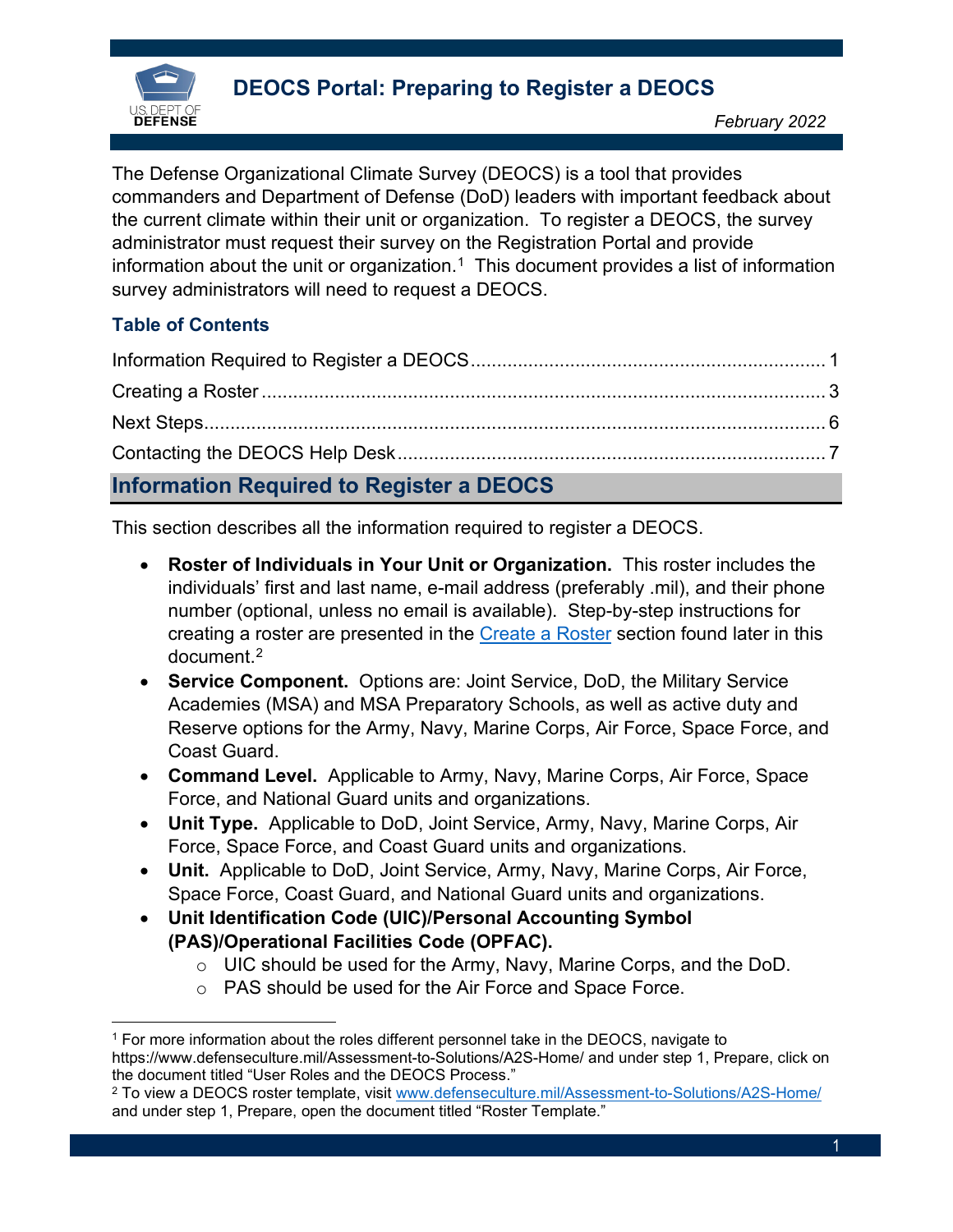# DEOCS Portal: Preparing to Register a DEOCS

*February 2022*

The Defense Organizational Climate Survey (DEOCS) is a tool that provides commanders and Department of Defense (DoD) leaders with important feedback about the current climate within their unit or organization. To register a DEOCS, the survey administrator must request their survey on the Registration Portal and provide information about the unit or organization.[1] This document provides a list of information survey administrators will need to request a DEOCS.

### Table of Contents

Information Required to Register a DEOCS .......... 1
Creating a Roster .......... 3
Next Steps .......... 6
Contacting the DEOCS Help Desk .......... 7

## Information Required to Register a DEOCS

This section describes all the information required to register a DEOCS.

- **Roster of Individuals in Your Unit or Organization.** This roster includes the individuals' first and last name, e-mail address (preferably .mil), and their phone number (optional, unless no email is available). Step-by-step instructions for creating a roster are presented in the Create a Roster section found later in this document.[2]
- **Service Component.** Options are: Joint Service, DoD, the Military Service Academies (MSA) and MSA Preparatory Schools, as well as active duty and Reserve options for the Army, Navy, Marine Corps, Air Force, Space Force, and Coast Guard.
- **Command Level.** Applicable to Army, Navy, Marine Corps, Air Force, Space Force, and National Guard units and organizations.
- **Unit Type.** Applicable to DoD, Joint Service, Army, Navy, Marine Corps, Air Force, Space Force, and Coast Guard units and organizations.
- **Unit.** Applicable to DoD, Joint Service, Army, Navy, Marine Corps, Air Force, Space Force, Coast Guard, and National Guard units and organizations.
- **Unit Identification Code (UIC)/Personal Accounting Symbol (PAS)/Operational Facilities Code (OPFAC).**
    - UIC should be used for the Army, Navy, Marine Corps, and the DoD.
    - PAS should be used for the Air Force and Space Force.

---

[1] For more information about the roles different personnel take in the DEOCS, navigate to https://www.defenseculture.mil/Assessment-to-Solutions/A2S-Home/ and under step 1, Prepare, click on the document titled "User Roles and the DEOCS Process."

[2] To view a DEOCS roster template, visit www.defenseculture.mil/Assessment-to-Solutions/A2S-Home/ and under step 1, Prepare, open the document titled "Roster Template."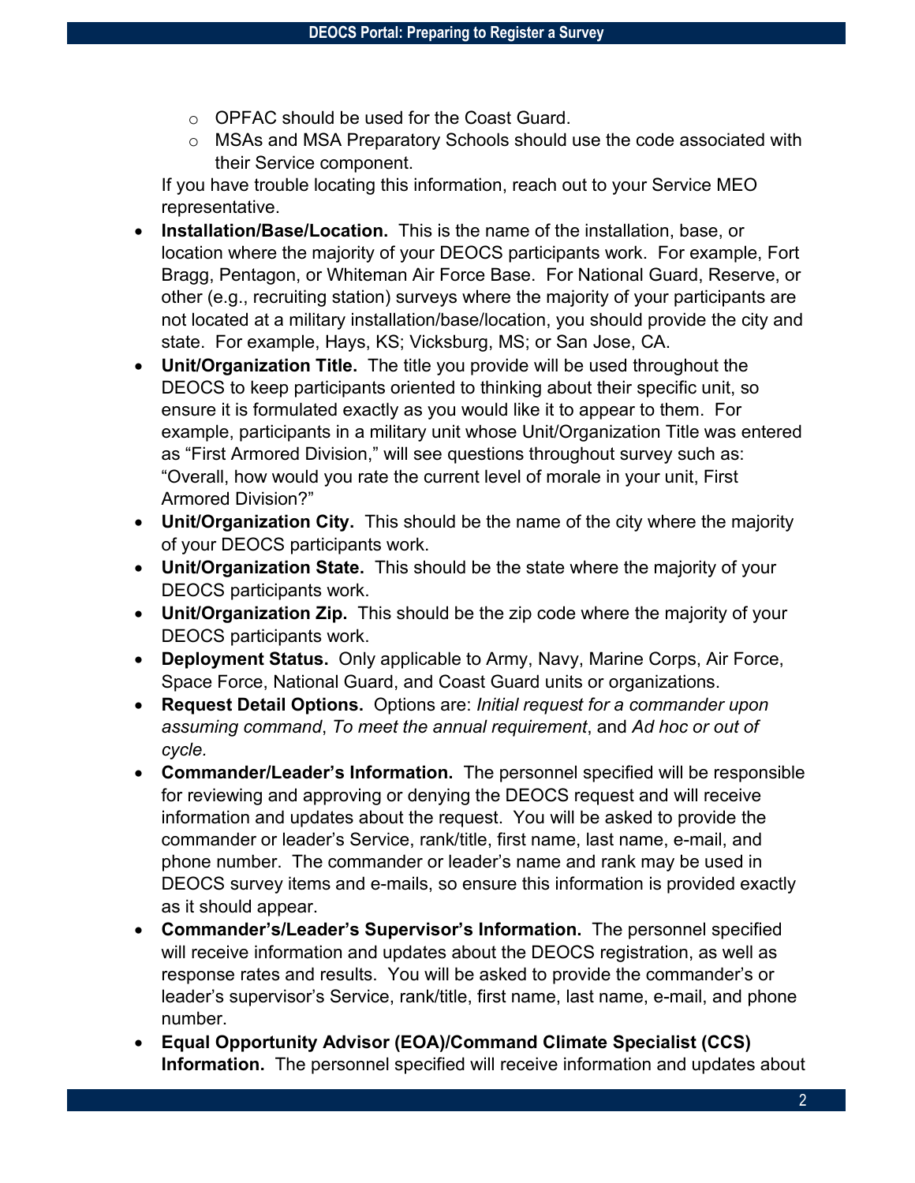- OPFAC should be used for the Coast Guard.
  - MSAs and MSA Preparatory Schools should use the code associated with their Service component.

  If you have trouble locating this information, reach out to your Service MEO representative.
- **Installation/Base/Location.** This is the name of the installation, base, or location where the majority of your DEOCS participants work. For example, Fort Bragg, Pentagon, or Whiteman Air Force Base. For National Guard, Reserve, or other (e.g., recruiting station) surveys where the majority of your participants are not located at a military installation/base/location, you should provide the city and state. For example, Hays, KS; Vicksburg, MS; or San Jose, CA.
- **Unit/Organization Title.** The title you provide will be used throughout the DEOCS to keep participants oriented to thinking about their specific unit, so ensure it is formulated exactly as you would like it to appear to them. For example, participants in a military unit whose Unit/Organization Title was entered as "First Armored Division," will see questions throughout survey such as: "Overall, how would you rate the current level of morale in your unit, First Armored Division?"
- **Unit/Organization City.** This should be the name of the city where the majority of your DEOCS participants work.
- **Unit/Organization State.** This should be the state where the majority of your DEOCS participants work.
- **Unit/Organization Zip.** This should be the zip code where the majority of your DEOCS participants work.
- **Deployment Status.** Only applicable to Army, Navy, Marine Corps, Air Force, Space Force, National Guard, and Coast Guard units or organizations.
- **Request Detail Options.** Options are: *Initial request for a commander upon assuming command*, *To meet the annual requirement*, and *Ad hoc or out of cycle*.
- **Commander/Leader's Information.** The personnel specified will be responsible for reviewing and approving or denying the DEOCS request and will receive information and updates about the request. You will be asked to provide the commander or leader's Service, rank/title, first name, last name, e-mail, and phone number. The commander or leader's name and rank may be used in DEOCS survey items and e-mails, so ensure this information is provided exactly as it should appear.
- **Commander's/Leader's Supervisor's Information.** The personnel specified will receive information and updates about the DEOCS registration, as well as response rates and results. You will be asked to provide the commander's or leader's supervisor's Service, rank/title, first name, last name, e-mail, and phone number.
- **Equal Opportunity Advisor (EOA)/Command Climate Specialist (CCS) Information.** The personnel specified will receive information and updates about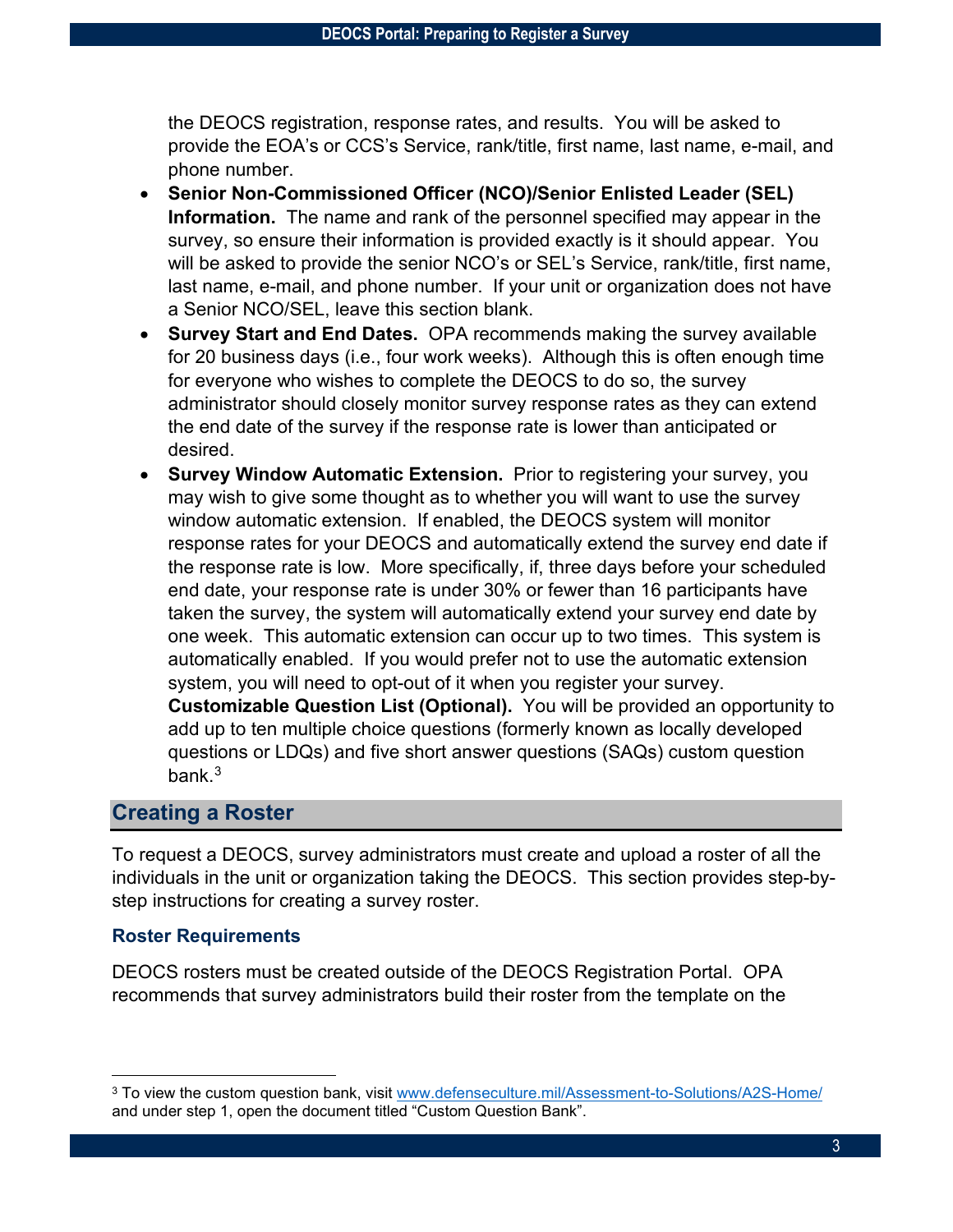the DEOCS registration, response rates, and results. You will be asked to provide the EOA's or CCS's Service, rank/title, first name, last name, e-mail, and phone number.

- **Senior Non-Commissioned Officer (NCO)/Senior Enlisted Leader (SEL) Information.** The name and rank of the personnel specified may appear in the survey, so ensure their information is provided exactly is it should appear. You will be asked to provide the senior NCO's or SEL's Service, rank/title, first name, last name, e-mail, and phone number. If your unit or organization does not have a Senior NCO/SEL, leave this section blank.
- **Survey Start and End Dates.** OPA recommends making the survey available for 20 business days (i.e., four work weeks). Although this is often enough time for everyone who wishes to complete the DEOCS to do so, the survey administrator should closely monitor survey response rates as they can extend the end date of the survey if the response rate is lower than anticipated or desired.
- **Survey Window Automatic Extension.** Prior to registering your survey, you may wish to give some thought as to whether you will want to use the survey window automatic extension. If enabled, the DEOCS system will monitor response rates for your DEOCS and automatically extend the survey end date if the response rate is low. More specifically, if, three days before your scheduled end date, your response rate is under 30% or fewer than 16 participants have taken the survey, the system will automatically extend your survey end date by one week. This automatic extension can occur up to two times. This system is automatically enabled. If you would prefer not to use the automatic extension system, you will need to opt-out of it when you register your survey.
  **Customizable Question List (Optional).** You will be provided an opportunity to add up to ten multiple choice questions (formerly known as locally developed questions or LDQs) and five short answer questions (SAQs) custom question bank.[3]

## Creating a Roster

To request a DEOCS, survey administrators must create and upload a roster of all the individuals in the unit or organization taking the DEOCS. This section provides step-by-step instructions for creating a survey roster.

### Roster Requirements

DEOCS rosters must be created outside of the DEOCS Registration Portal. OPA recommends that survey administrators build their roster from the template on the

---

[3] To view the custom question bank, visit www.defenseculture.mil/Assessment-to-Solutions/A2S-Home/ and under step 1, open the document titled "Custom Question Bank".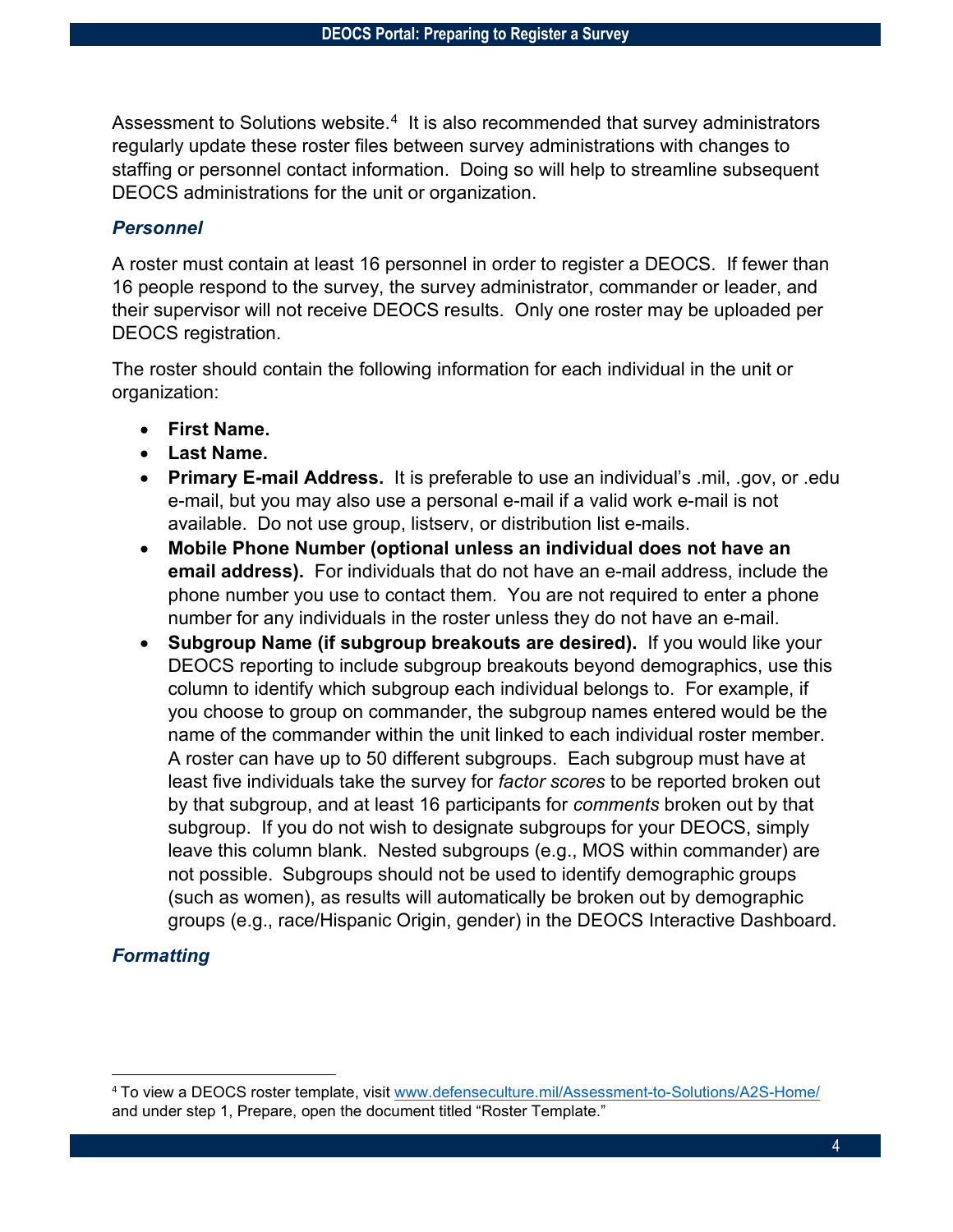Assessment to Solutions website.[4] It is also recommended that survey administrators regularly update these roster files between survey administrations with changes to staffing or personnel contact information. Doing so will help to streamline subsequent DEOCS administrations for the unit or organization.

### *Personnel*

A roster must contain at least 16 personnel in order to register a DEOCS. If fewer than 16 people respond to the survey, the survey administrator, commander or leader, and their supervisor will not receive DEOCS results. Only one roster may be uploaded per DEOCS registration.

The roster should contain the following information for each individual in the unit or organization:

- **First Name.**
- **Last Name.**
- **Primary E-mail Address.** It is preferable to use an individual's .mil, .gov, or .edu e-mail, but you may also use a personal e-mail if a valid work e-mail is not available. Do not use group, listserv, or distribution list e-mails.
- **Mobile Phone Number (optional unless an individual does not have an email address).** For individuals that do not have an e-mail address, include the phone number you use to contact them. You are not required to enter a phone number for any individuals in the roster unless they do not have an e-mail.
- **Subgroup Name (if subgroup breakouts are desired).** If you would like your DEOCS reporting to include subgroup breakouts beyond demographics, use this column to identify which subgroup each individual belongs to. For example, if you choose to group on commander, the subgroup names entered would be the name of the commander within the unit linked to each individual roster member. A roster can have up to 50 different subgroups. Each subgroup must have at least five individuals take the survey for *factor scores* to be reported broken out by that subgroup, and at least 16 participants for *comments* broken out by that subgroup. If you do not wish to designate subgroups for your DEOCS, simply leave this column blank. Nested subgroups (e.g., MOS within commander) are not possible. Subgroups should not be used to identify demographic groups (such as women), as results will automatically be broken out by demographic groups (e.g., race/Hispanic Origin, gender) in the DEOCS Interactive Dashboard.

### *Formatting*

---

[4] To view a DEOCS roster template, visit www.defenseculture.mil/Assessment-to-Solutions/A2S-Home/ and under step 1, Prepare, open the document titled "Roster Template."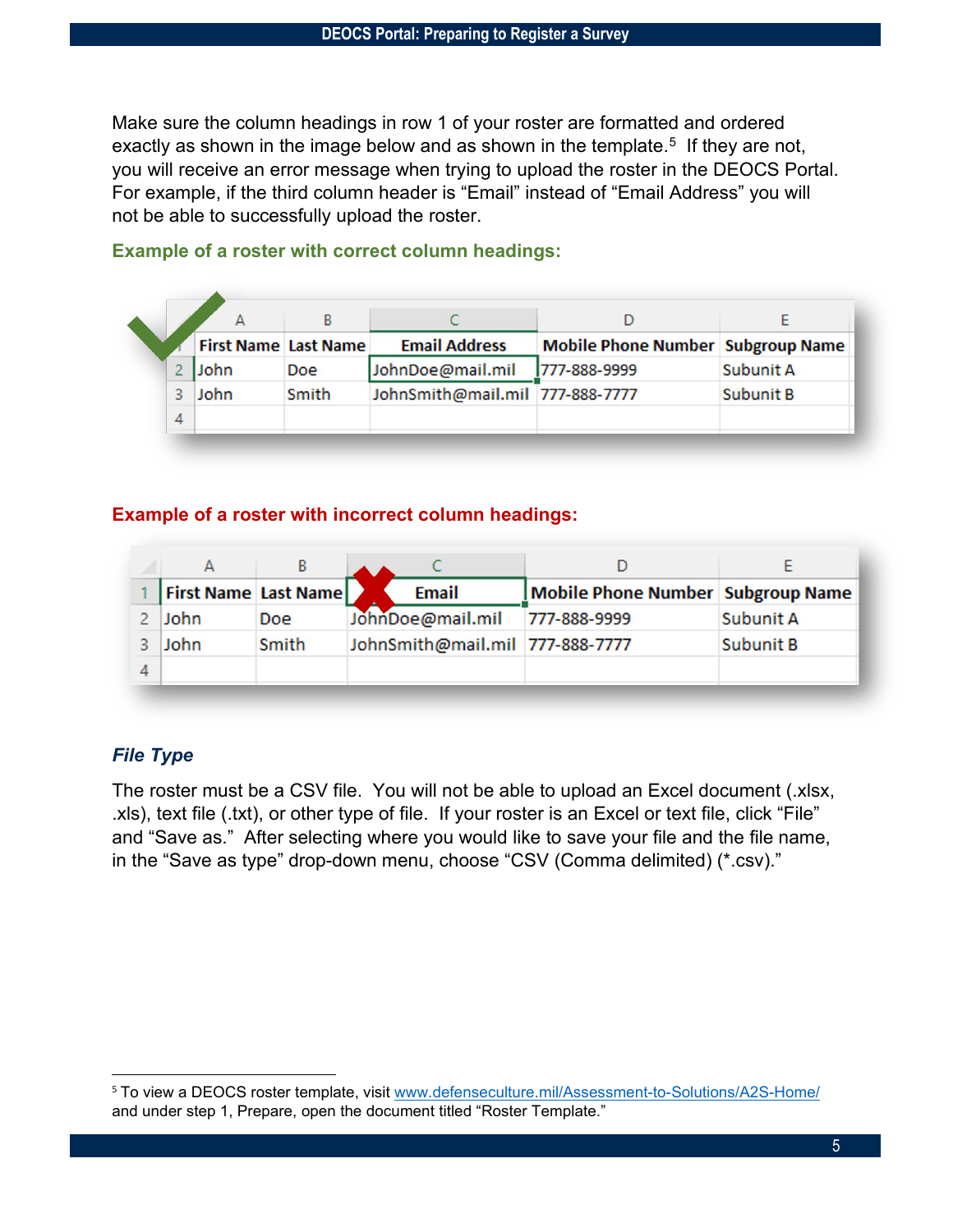Make sure the column headings in row 1 of your roster are formatted and ordered exactly as shown in the image below and as shown in the template.[5] If they are not, you will receive an error message when trying to upload the roster in the DEOCS Portal. For example, if the third column header is “Email” instead of “Email Address” you will not be able to successfully upload the roster.

**Example of a roster with correct column headings:**

| | A | B | C | D | E |
|---|---|---|---|---|---|
| 1 | First Name | Last Name | Email Address | Mobile Phone Number | Subgroup Name |
| 2 | John | Doe | JohnDoe@mail.mil | 777-888-9999 | Subunit A |
| 3 | John | Smith | JohnSmith@mail.mil | 777-888-7777 | Subunit B |
| 4 | | | | | |

**Example of a roster with incorrect column headings:**

| | A | B | C | D | E |
|---|---|---|---|---|---|
| 1 | First Name | Last Name | Email | Mobile Phone Number | Subgroup Name |
| 2 | John | Doe | JohnDoe@mail.mil | 777-888-9999 | Subunit A |
| 3 | John | Smith | JohnSmith@mail.mil | 777-888-7777 | Subunit B |
| 4 | | | | | |

### *File Type*

The roster must be a CSV file. You will not be able to upload an Excel document (.xlsx, .xls), text file (.txt), or other type of file. If your roster is an Excel or text file, click “File” and “Save as.” After selecting where you would like to save your file and the file name, in the “Save as type” drop-down menu, choose “CSV (Comma delimited) (*.csv).”

[5] To view a DEOCS roster template, visit www.defenseculture.mil/Assessment-to-Solutions/A2S-Home/ and under step 1, Prepare, open the document titled “Roster Template.”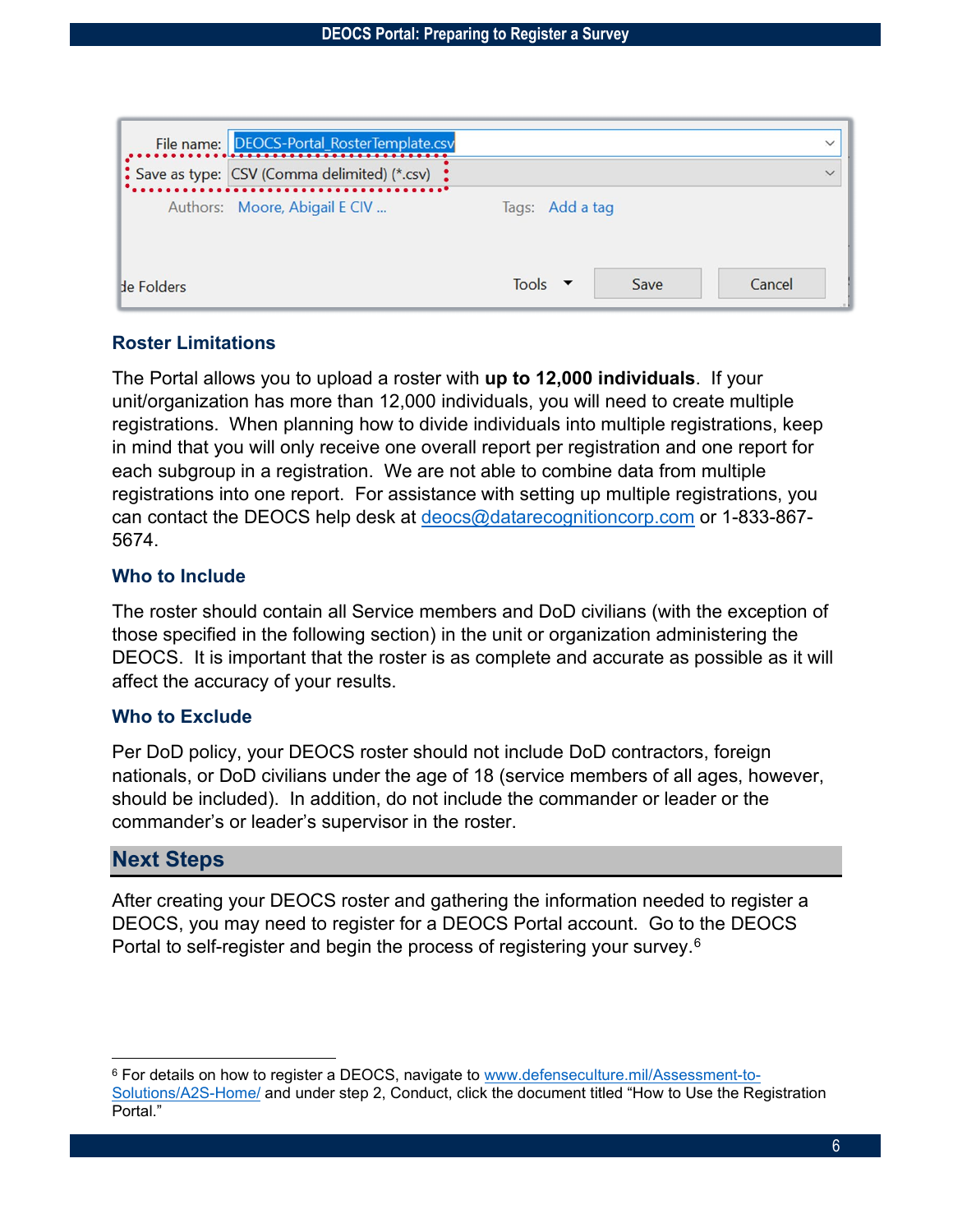### Roster Limitations

The Portal allows you to upload a roster with **up to 12,000 individuals**. If your unit/organization has more than 12,000 individuals, you will need to create multiple registrations. When planning how to divide individuals into multiple registrations, keep in mind that you will only receive one overall report per registration and one report for each subgroup in a registration. We are not able to combine data from multiple registrations into one report. For assistance with setting up multiple registrations, you can contact the DEOCS help desk at deocs@datarecognitioncorp.com or 1-833-867-5674.

### Who to Include

The roster should contain all Service members and DoD civilians (with the exception of those specified in the following section) in the unit or organization administering the DEOCS. It is important that the roster is as complete and accurate as possible as it will affect the accuracy of your results.

### Who to Exclude

Per DoD policy, your DEOCS roster should not include DoD contractors, foreign nationals, or DoD civilians under the age of 18 (service members of all ages, however, should be included). In addition, do not include the commander or leader or the commander's or leader's supervisor in the roster.

## Next Steps

After creating your DEOCS roster and gathering the information needed to register a DEOCS, you may need to register for a DEOCS Portal account. Go to the DEOCS Portal to self-register and begin the process of registering your survey.[6]

[6] For details on how to register a DEOCS, navigate to www.defenseculture.mil/Assessment-to-Solutions/A2S-Home/ and under step 2, Conduct, click the document titled "How to Use the Registration Portal."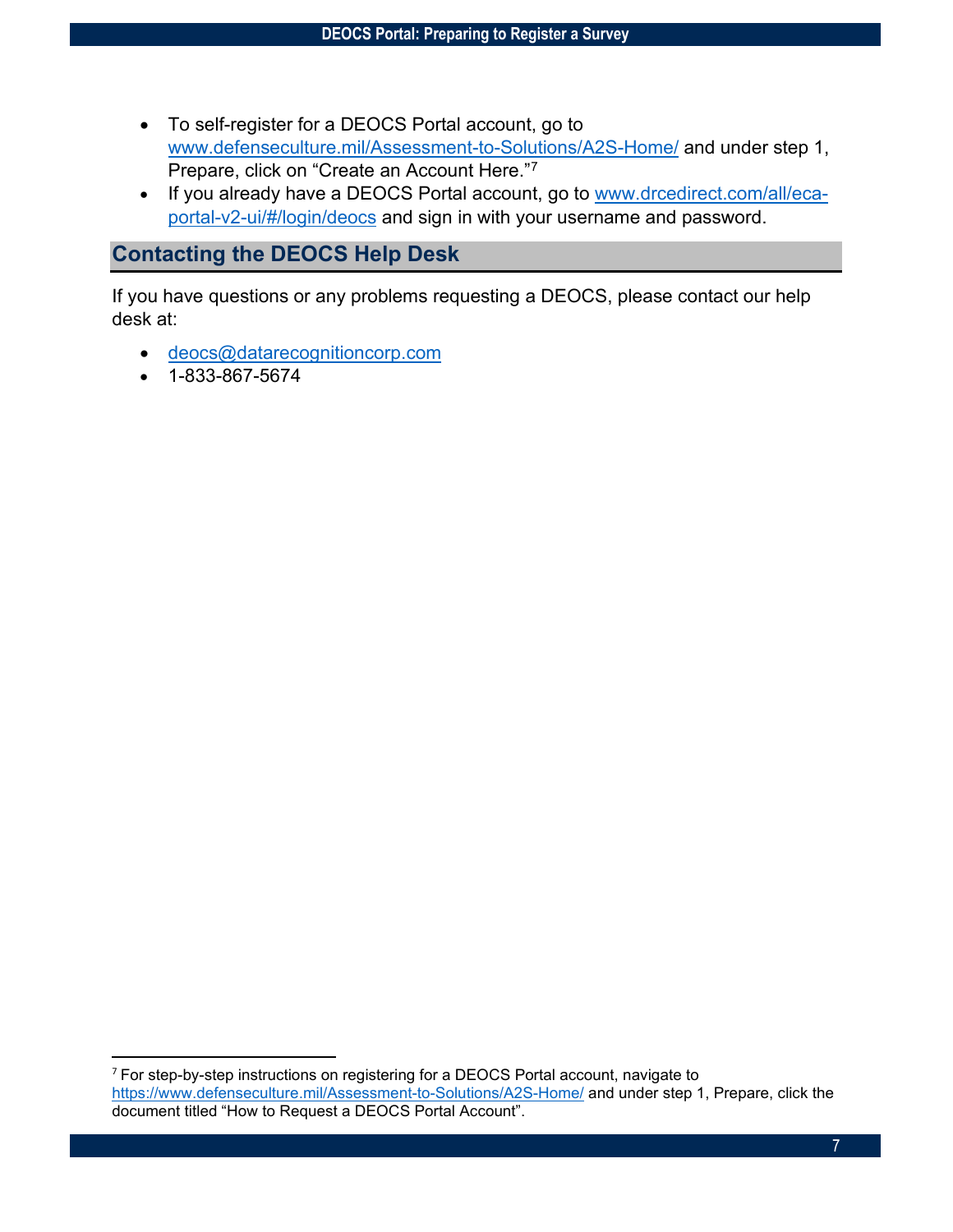- To self-register for a DEOCS Portal account, go to www.defenseculture.mil/Assessment-to-Solutions/A2S-Home/ and under step 1, Prepare, click on "Create an Account Here."[7]
- If you already have a DEOCS Portal account, go to www.drcedirect.com/all/eca-portal-v2-ui/#/login/deocs and sign in with your username and password.

## Contacting the DEOCS Help Desk

If you have questions or any problems requesting a DEOCS, please contact our help desk at:

- deocs@datarecognitioncorp.com
- 1-833-867-5674

[7] For step-by-step instructions on registering for a DEOCS Portal account, navigate to https://www.defenseculture.mil/Assessment-to-Solutions/A2S-Home/ and under step 1, Prepare, click the document titled "How to Request a DEOCS Portal Account".